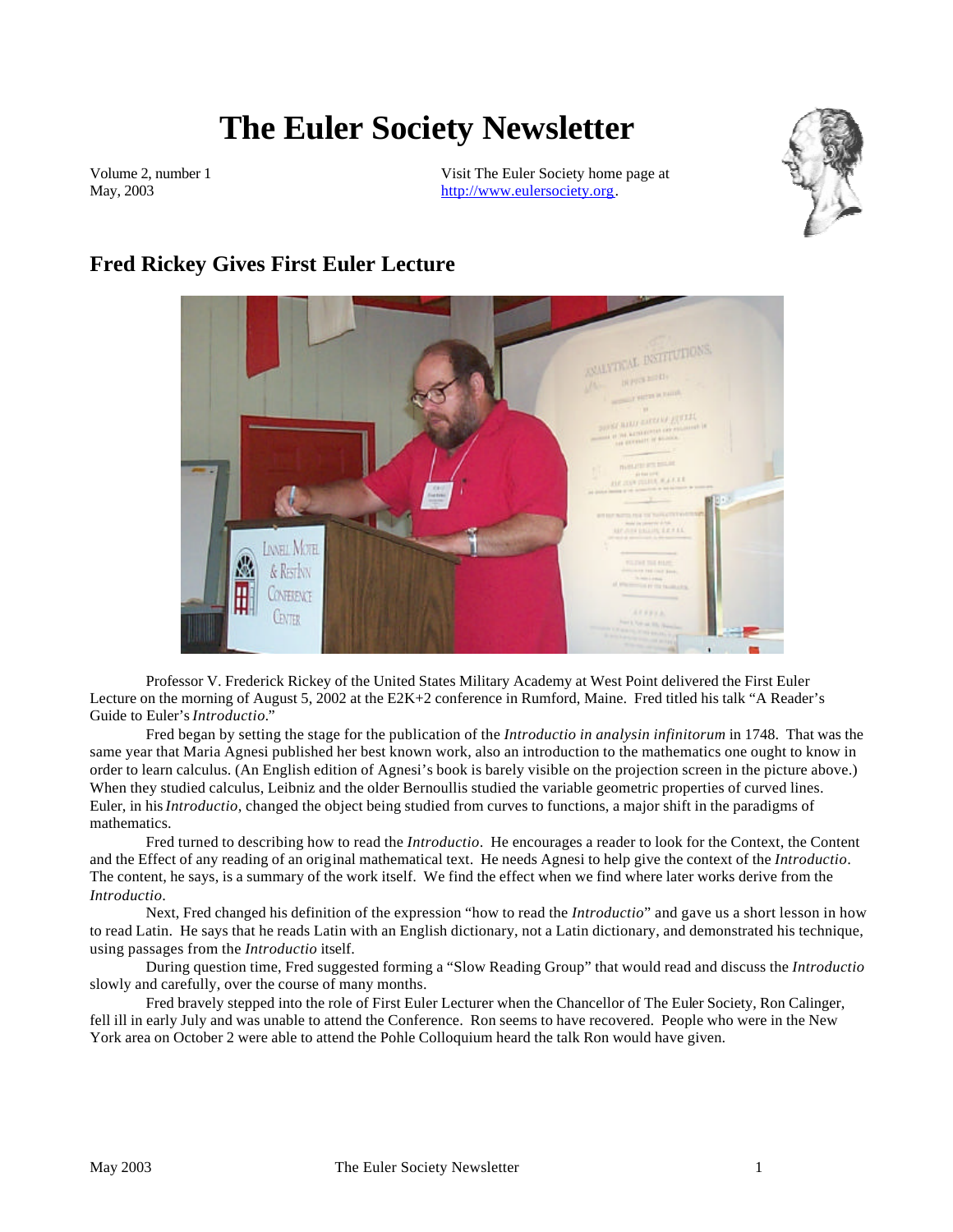# The Euler Society Newsletter

Volume 2, number 1
May, 2003

Visit The Euler Society home page at http://www.eulersociety.org.

## Fred Rickey Gives First Euler Lecture

Professor V. Frederick Rickey of the United States Military Academy at West Point delivered the First Euler Lecture on the morning of August 5, 2002 at the E2K+2 conference in Rumford, Maine. Fred titled his talk "A Reader's Guide to Euler's *Introductio*."

Fred began by setting the stage for the publication of the *Introductio in analysin infinitorum* in 1748. That was the same year that Maria Agnesi published her best known work, also an introduction to the mathematics one ought to know in order to learn calculus. (An English edition of Agnesi's book is barely visible on the projection screen in the picture above.) When they studied calculus, Leibniz and the older Bernoullis studied the variable geometric properties of curved lines. Euler, in his *Introductio*, changed the object being studied from curves to functions, a major shift in the paradigms of mathematics.

Fred turned to describing how to read the *Introductio*. He encourages a reader to look for the Context, the Content and the Effect of any reading of an original mathematical text. He needs Agnesi to help give the context of the *Introductio*. The content, he says, is a summary of the work itself. We find the effect when we find where later works derive from the *Introductio*.

Next, Fred changed his definition of the expression "how to read the *Introductio*" and gave us a short lesson in how to read Latin. He says that he reads Latin with an English dictionary, not a Latin dictionary, and demonstrated his technique, using passages from the *Introductio* itself.

During question time, Fred suggested forming a "Slow Reading Group" that would read and discuss the *Introductio* slowly and carefully, over the course of many months.

Fred bravely stepped into the role of First Euler Lecturer when the Chancellor of The Euler Society, Ron Calinger, fell ill in early July and was unable to attend the Conference. Ron seems to have recovered. People who were in the New York area on October 2 were able to attend the Pohle Colloquium heard the talk Ron would have given.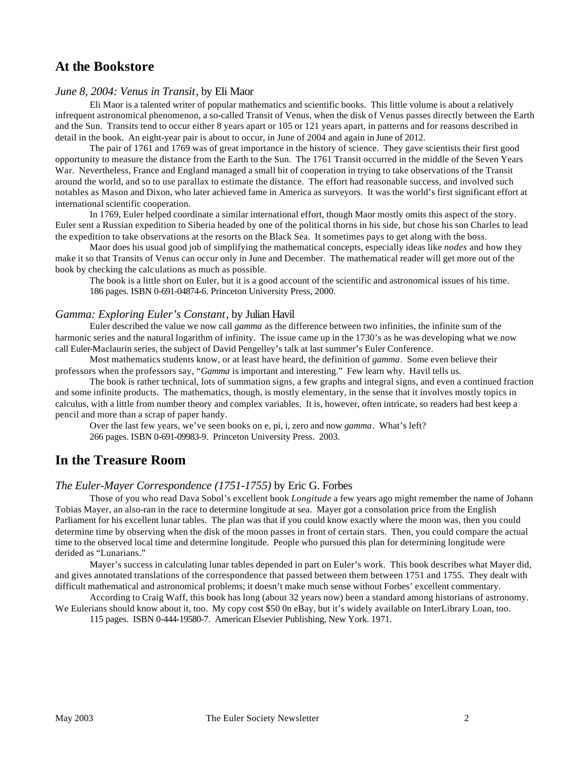## At the Bookstore

### *June 8, 2004: Venus in Transit*, by Eli Maor

Eli Maor is a talented writer of popular mathematics and scientific books. This little volume is about a relatively infrequent astronomical phenomenon, a so-called Transit of Venus, when the disk of Venus passes directly between the Earth and the Sun. Transits tend to occur either 8 years apart or 105 or 121 years apart, in patterns and for reasons described in detail in the book. An eight-year pair is about to occur, in June of 2004 and again in June of 2012.

The pair of 1761 and 1769 was of great importance in the history of science. They gave scientists their first good opportunity to measure the distance from the Earth to the Sun. The 1761 Transit occurred in the middle of the Seven Years War. Nevertheless, France and England managed a small bit of cooperation in trying to take observations of the Transit around the world, and so to use parallax to estimate the distance. The effort had reasonable success, and involved such notables as Mason and Dixon, who later achieved fame in America as surveyors. It was the world's first significant effort at international scientific cooperation.

In 1769, Euler helped coordinate a similar international effort, though Maor mostly omits this aspect of the story. Euler sent a Russian expedition to Siberia headed by one of the political thorns in his side, but chose his son Charles to lead the expedition to take observations at the resorts on the Black Sea. It sometimes pays to get along with the boss.

Maor does his usual good job of simplifying the mathematical concepts, especially ideas like *nodes* and how they make it so that Transits of Venus can occur only in June and December. The mathematical reader will get more out of the book by checking the calculations as much as possible.

The book is a little short on Euler, but it is a good account of the scientific and astronomical issues of his time.

186 pages. ISBN 0-691-04874-6. Princeton University Press, 2000.

### *Gamma: Exploring Euler's Constant*, by Julian Havil

Euler described the value we now call *gamma* as the difference between two infinities, the infinite sum of the harmonic series and the natural logarithm of infinity. The issue came up in the 1730's as he was developing what we now call Euler-Maclaurin series, the subject of David Pengelley's talk at last summer's Euler Conference.

Most mathematics students know, or at least have heard, the definition of *gamma*. Some even believe their professors when the professors say, "*Gamma* is important and interesting." Few learn why. Havil tells us.

The book is rather technical, lots of summation signs, a few graphs and integral signs, and even a continued fraction and some infinite products. The mathematics, though, is mostly elementary, in the sense that it involves mostly topics in calculus, with a little from number theory and complex variables. It is, however, often intricate, so readers had best keep a pencil and more than a scrap of paper handy.

Over the last few years, we've seen books on e, pi, i, zero and now *gamma*. What's left?

266 pages. ISBN 0-691-09983-9. Princeton University Press. 2003.

## In the Treasure Room

### *The Euler-Mayer Correspondence (1751-1755)* by Eric G. Forbes

Those of you who read Dava Sobol's excellent book *Longitude* a few years ago might remember the name of Johann Tobias Mayer, an also-ran in the race to determine longitude at sea. Mayer got a consolation price from the English Parliament for his excellent lunar tables. The plan was that if you could know exactly where the moon was, then you could determine time by observing when the disk of the moon passes in front of certain stars. Then, you could compare the actual time to the observed local time and determine longitude. People who pursued this plan for determining longitude were derided as "Lunarians."

Mayer's success in calculating lunar tables depended in part on Euler's work. This book describes what Mayer did, and gives annotated translations of the correspondence that passed between them between 1751 and 1755. They dealt with difficult mathematical and astronomical problems; it doesn't make much sense without Forbes' excellent commentary.

According to Craig Waff, this book has long (about 32 years now) been a standard among historians of astronomy. We Eulerians should know about it, too. My copy cost $50 0n eBay, but it's widely available on InterLibrary Loan, too.

115 pages. ISBN 0-444-19580-7. American Elsevier Publishing, New York. 1971.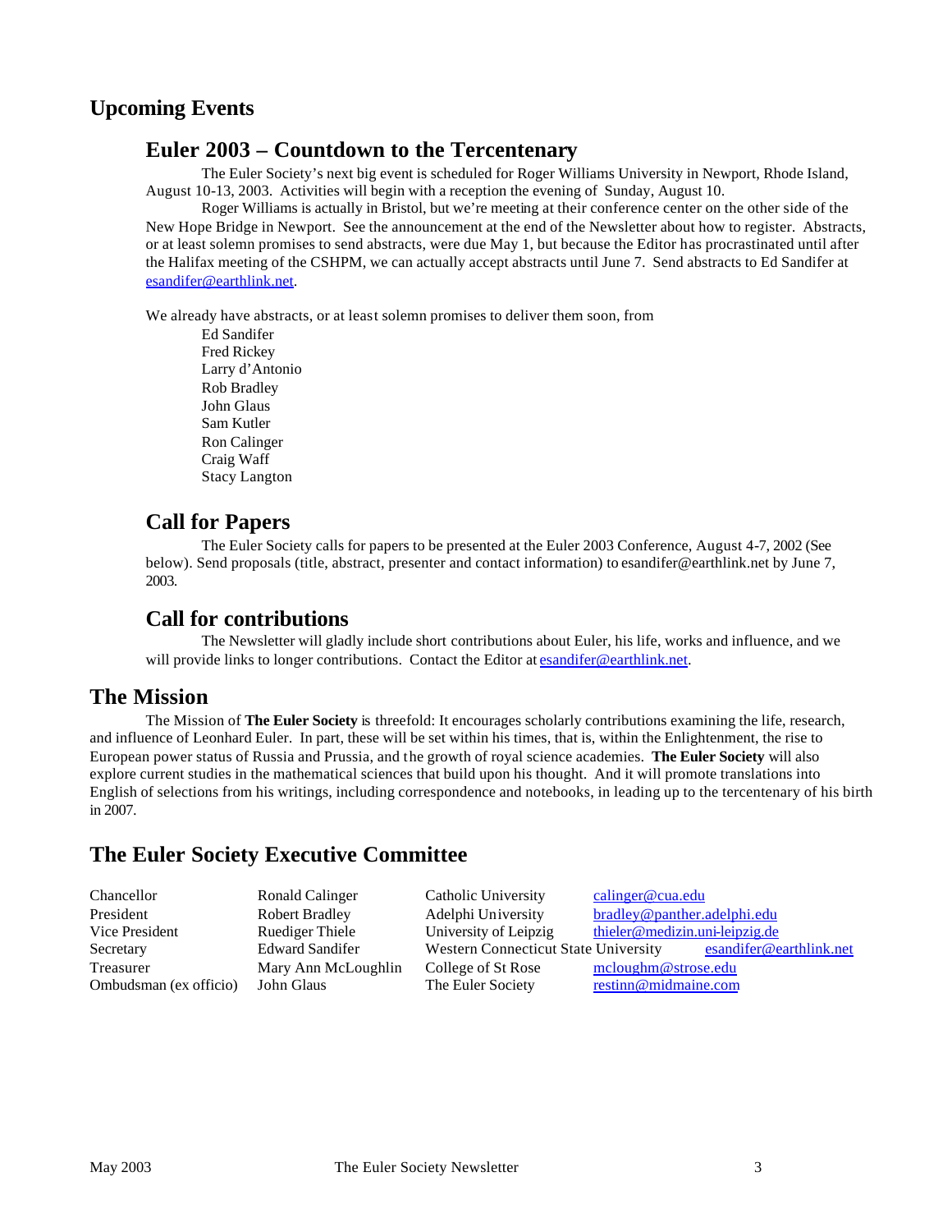## Upcoming Events

### Euler 2003 – Countdown to the Tercentenary

The Euler Society's next big event is scheduled for Roger Williams University in Newport, Rhode Island, August 10-13, 2003. Activities will begin with a reception the evening of Sunday, August 10.

Roger Williams is actually in Bristol, but we're meeting at their conference center on the other side of the New Hope Bridge in Newport. See the announcement at the end of the Newsletter about how to register. Abstracts, or at least solemn promises to send abstracts, were due May 1, but because the Editor has procrastinated until after the Halifax meeting of the CSHPM, we can actually accept abstracts until June 7. Send abstracts to Ed Sandifer at esandifer@earthlink.net.

We already have abstracts, or at least solemn promises to deliver them soon, from

Ed Sandifer
Fred Rickey
Larry d'Antonio
Rob Bradley
John Glaus
Sam Kutler
Ron Calinger
Craig Waff
Stacy Langton

### Call for Papers

The Euler Society calls for papers to be presented at the Euler 2003 Conference, August 4-7, 2002 (See below). Send proposals (title, abstract, presenter and contact information) to esandifer@earthlink.net by June 7, 2003.

### Call for contributions

The Newsletter will gladly include short contributions about Euler, his life, works and influence, and we will provide links to longer contributions. Contact the Editor at esandifer@earthlink.net.

## The Mission

The Mission of **The Euler Society** is threefold: It encourages scholarly contributions examining the life, research, and influence of Leonhard Euler. In part, these will be set within his times, that is, within the Enlightenment, the rise to European power status of Russia and Prussia, and the growth of royal science academies. **The Euler Society** will also explore current studies in the mathematical sciences that build upon his thought. And it will promote translations into English of selections from his writings, including correspondence and notebooks, in leading up to the tercentenary of his birth in 2007.

## The Euler Society Executive Committee

| Position | Name | Institution | Email |
|---|---|---|---|
| Chancellor | Ronald Calinger | Catholic University | calinger@cua.edu |
| President | Robert Bradley | Adelphi University | bradley@panther.adelphi.edu |
| Vice President | Ruediger Thiele | University of Leipzig | thieler@medizin.uni-leipzig.de |
| Secretary | Edward Sandifer | Western Connecticut State University | esandifer@earthlink.net |
| Treasurer | Mary Ann McLoughlin | College of St Rose | mcloughm@strose.edu |
| Ombudsman (ex officio) | John Glaus | The Euler Society | restinn@midmaine.com |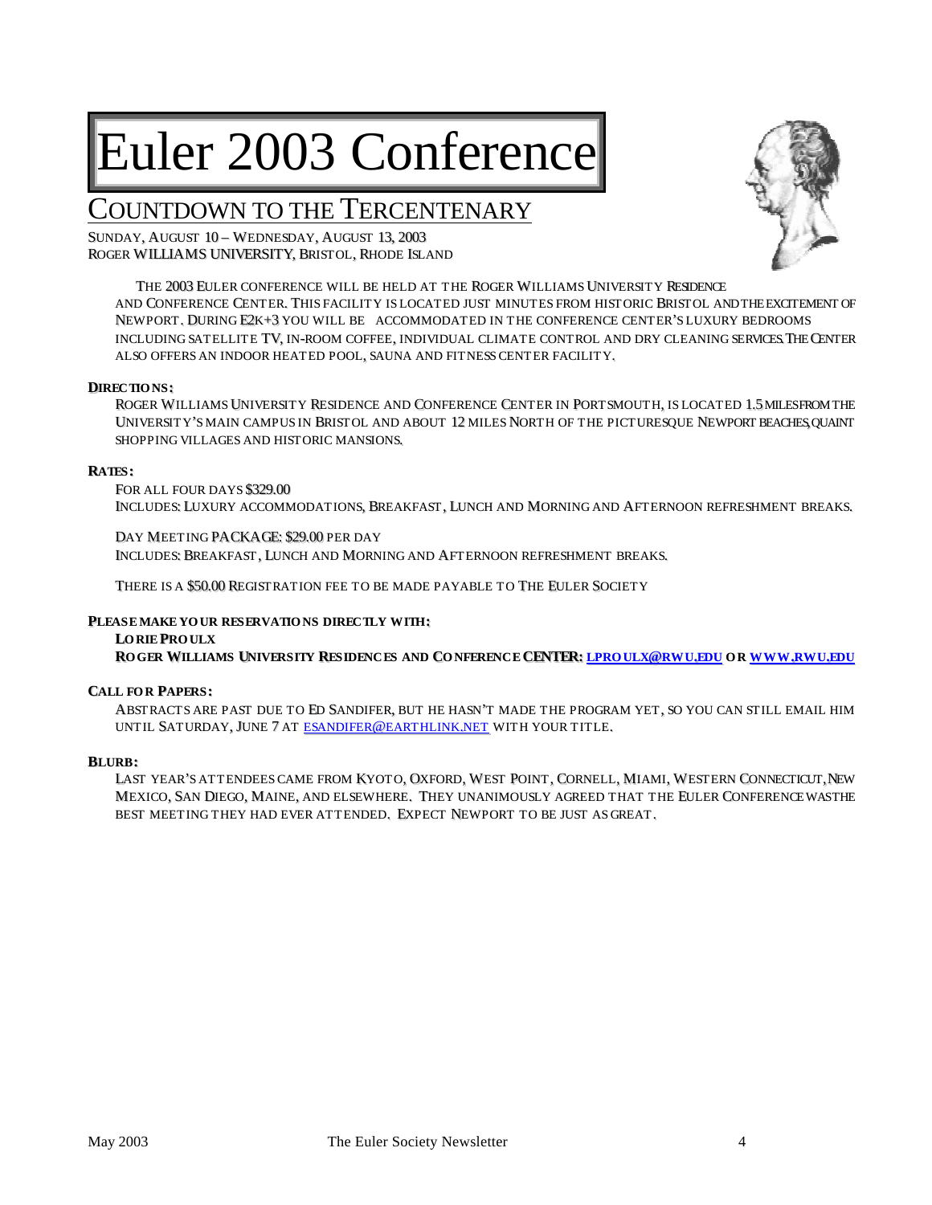# Euler 2003 Conference

## Countdown to the Tercentenary

Sunday, August 10 – Wednesday, August 13, 2003
Roger Williams University, Bristol, Rhode Island

The 2003 Euler conference will be held at the Roger Williams University Residence and Conference Center. This facility is located just minutes from historic Bristol and the excitement of Newport. During E2K+3 you will be accommodated in the conference center's luxury bedrooms including satellite TV, in-room coffee, individual climate control and dry cleaning services. The Center also offers an indoor heated pool, sauna and fitness center facility.

**Directions:**

Roger Williams University Residence and Conference Center in Portsmouth, is located 1.5 miles from the University's main campus in Bristol and about 12 miles North of the picturesque Newport beaches, quaint shopping villages and historic mansions.

**Rates:**

For all four days $329.00
Includes: Luxury accommodations, Breakfast, Lunch and Morning and Afternoon refreshment breaks.

Day Meeting Package: $29.00 per day
Includes: Breakfast, Lunch and Morning and Afternoon refreshment breaks.

There is a $50.00 Registration fee to be made payable to The Euler Society

**Please make your reservations directly with:**

**Lorie Proulx**
**Roger Williams University Residences and Conference Center: lproulx@rwu.edu or www.rwu.edu**

**Call for Papers:**

Abstracts are past due to Ed Sandifer, but he hasn't made the program yet, so you can still email him until Saturday, June 7 at esandifer@earthlink.net with your title.

**Blurb:**

Last year's attendees came from Kyoto, Oxford, West Point, Cornell, Miami, Western Connecticut, New Mexico, San Diego, Maine, and elsewhere. They unanimously agreed that the Euler Conference was the best meeting they had ever attended. Expect Newport to be just as great.